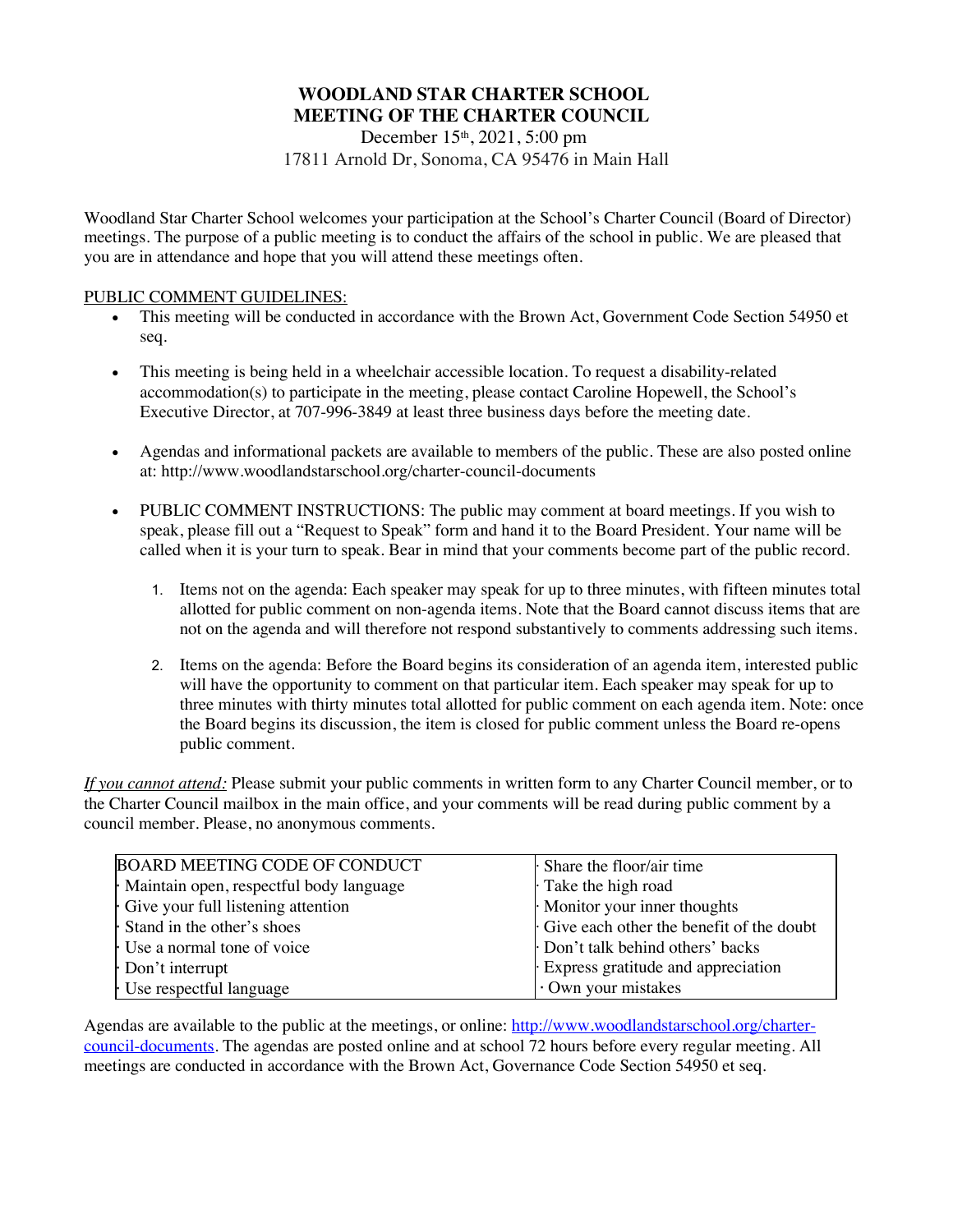# WOODLAND STAR CHARTER SCHOOL
# MEETING OF THE CHARTER COUNCIL

December 15th, 2021, 5:00 pm
17811 Arnold Dr, Sonoma, CA 95476 in Main Hall

Woodland Star Charter School welcomes your participation at the School's Charter Council (Board of Director) meetings. The purpose of a public meeting is to conduct the affairs of the school in public. We are pleased that you are in attendance and hope that you will attend these meetings often.

PUBLIC COMMENT GUIDELINES:

- This meeting will be conducted in accordance with the Brown Act, Government Code Section 54950 et seq.
- This meeting is being held in a wheelchair accessible location. To request a disability-related accommodation(s) to participate in the meeting, please contact Caroline Hopewell, the School's Executive Director, at 707-996-3849 at least three business days before the meeting date.
- Agendas and informational packets are available to members of the public. These are also posted online at: http://www.woodlandstarschool.org/charter-council-documents
- PUBLIC COMMENT INSTRUCTIONS: The public may comment at board meetings. If you wish to speak, please fill out a "Request to Speak" form and hand it to the Board President. Your name will be called when it is your turn to speak. Bear in mind that your comments become part of the public record.
  1. Items not on the agenda: Each speaker may speak for up to three minutes, with fifteen minutes total allotted for public comment on non-agenda items. Note that the Board cannot discuss items that are not on the agenda and will therefore not respond substantively to comments addressing such items.
  2. Items on the agenda: Before the Board begins its consideration of an agenda item, interested public will have the opportunity to comment on that particular item. Each speaker may speak for up to three minutes with thirty minutes total allotted for public comment on each agenda item. Note: once the Board begins its discussion, the item is closed for public comment unless the Board re-opens public comment.

*If you cannot attend:* Please submit your public comments in written form to any Charter Council member, or to the Charter Council mailbox in the main office, and your comments will be read during public comment by a council member. Please, no anonymous comments.

| BOARD MEETING CODE OF CONDUCT | · Share the floor/air time |
|---|---|
| · Maintain open, respectful body language | · Take the high road |
| · Give your full listening attention | · Monitor your inner thoughts |
| · Stand in the other's shoes | · Give each other the benefit of the doubt |
| · Use a normal tone of voice | · Don't talk behind others' backs |
| · Don't interrupt | · Express gratitude and appreciation |
| · Use respectful language | · Own your mistakes |

Agendas are available to the public at the meetings, or online: [http://www.woodlandstarschool.org/charter-council-documents](http://www.woodlandstarschool.org/charter-council-documents). The agendas are posted online and at school 72 hours before every regular meeting. All meetings are conducted in accordance with the Brown Act, Governance Code Section 54950 et seq.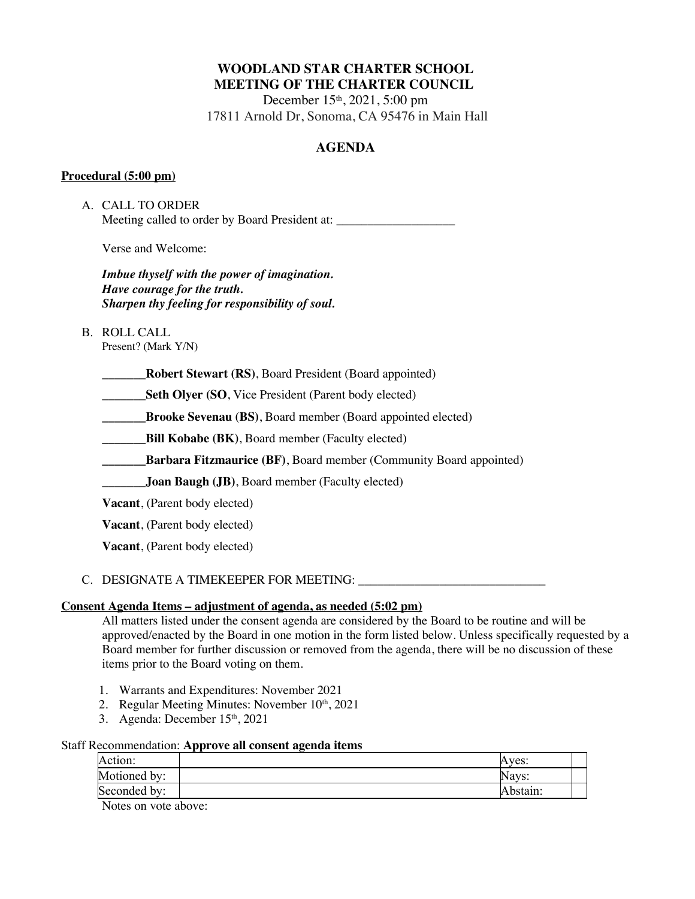# WOODLAND STAR CHARTER SCHOOL
# MEETING OF THE CHARTER COUNCIL

December 15th, 2021, 5:00 pm
17811 Arnold Dr, Sonoma, CA 95476 in Main Hall

## AGENDA

**Procedural (5:00 pm)**

A. CALL TO ORDER
Meeting called to order by Board President at: ___________________

Verse and Welcome:

***Imbue thyself with the power of imagination.***
***Have courage for the truth.***
***Sharpen thy feeling for responsibility of soul.***

B. ROLL CALL
Present? (Mark Y/N)

_______**Robert Stewart (RS)**, Board President (Board appointed)

_______**Seth Olyer (SO**, Vice President (Parent body elected)

_______**Brooke Sevenau (BS)**, Board member (Board appointed elected)

_______**Bill Kobabe (BK)**, Board member (Faculty elected)

_______**Barbara Fitzmaurice (BF)**, Board member (Community Board appointed)

_______**Joan Baugh (JB)**, Board member (Faculty elected)

**Vacant**, (Parent body elected)

**Vacant**, (Parent body elected)

**Vacant**, (Parent body elected)

C. DESIGNATE A TIMEKEEPER FOR MEETING: ______________________________

**Consent Agenda Items – adjustment of agenda, as needed (5:02 pm)**

All matters listed under the consent agenda are considered by the Board to be routine and will be approved/enacted by the Board in one motion in the form listed below. Unless specifically requested by a Board member for further discussion or removed from the agenda, there will be no discussion of these items prior to the Board voting on them.

1. Warrants and Expenditures: November 2021
2. Regular Meeting Minutes: November 10th, 2021
3. Agenda: December 15th, 2021

Staff Recommendation: **Approve all consent agenda items**

| Action: | | Ayes: | |
|---|---|---|---|
| Motioned by: | | Nays: | |
| Seconded by: | | Abstain: | |

Notes on vote above: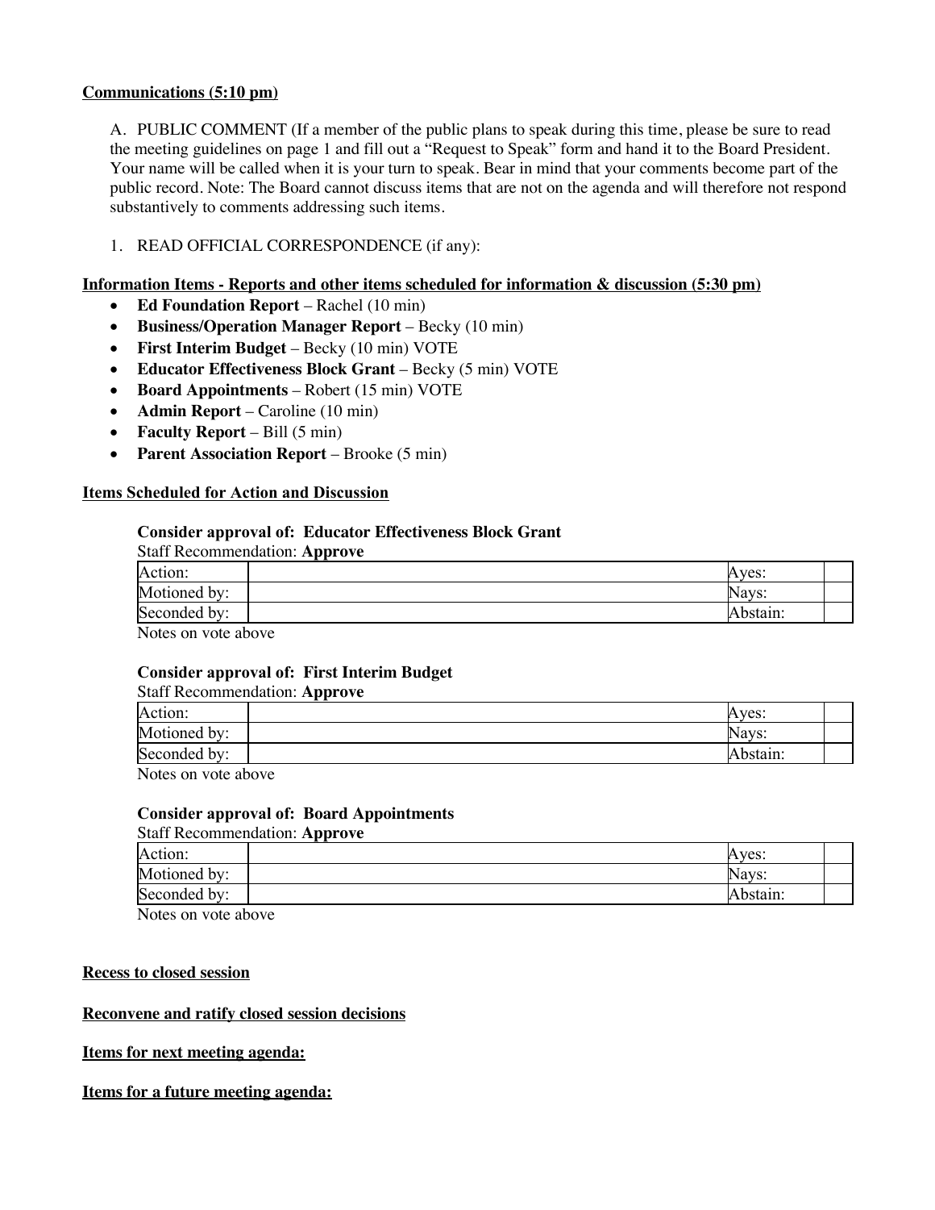**Communications (5:10 pm)**

A. PUBLIC COMMENT (If a member of the public plans to speak during this time, please be sure to read the meeting guidelines on page 1 and fill out a "Request to Speak" form and hand it to the Board President. Your name will be called when it is your turn to speak. Bear in mind that your comments become part of the public record. Note: The Board cannot discuss items that are not on the agenda and will therefore not respond substantively to comments addressing such items.

1. READ OFFICIAL CORRESPONDENCE (if any):

**Information Items - Reports and other items scheduled for information & discussion (5:30 pm)**

- **Ed Foundation Report** – Rachel (10 min)
- **Business/Operation Manager Report** – Becky (10 min)
- **First Interim Budget** – Becky (10 min) VOTE
- **Educator Effectiveness Block Grant** – Becky (5 min) VOTE
- **Board Appointments** – Robert (15 min) VOTE
- **Admin Report** – Caroline (10 min)
- **Faculty Report** – Bill (5 min)
- **Parent Association Report** – Brooke (5 min)

**Items Scheduled for Action and Discussion**

**Consider approval of: Educator Effectiveness Block Grant**

Staff Recommendation: **Approve**

| Action: | | Ayes: | |
|---|---|---|---|
| Motioned by: | | Nays: | |
| Seconded by: | | Abstain: | |

Notes on vote above

**Consider approval of: First Interim Budget**

Staff Recommendation: **Approve**

| Action: | | Ayes: | |
|---|---|---|---|
| Motioned by: | | Nays: | |
| Seconded by: | | Abstain: | |

Notes on vote above

**Consider approval of: Board Appointments**

Staff Recommendation: **Approve**

| Action: | | Ayes: | |
|---|---|---|---|
| Motioned by: | | Nays: | |
| Seconded by: | | Abstain: | |

Notes on vote above

**Recess to closed session**

**Reconvene and ratify closed session decisions**

**Items for next meeting agenda:**

**Items for a future meeting agenda:**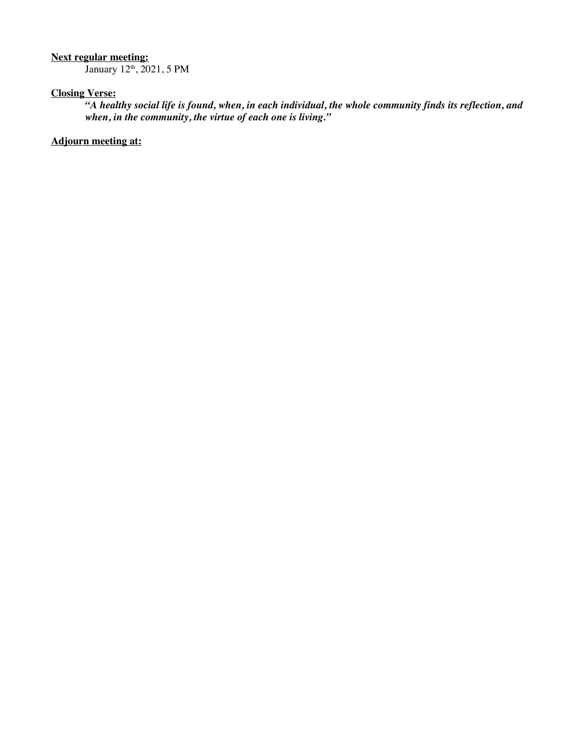**Next regular meeting:**

January 12th, 2021, 5 PM

**Closing Verse:**

***"A healthy social life is found, when, in each individual, the whole community finds its reflection, and when, in the community, the virtue of each one is living."***

**Adjourn meeting at:**